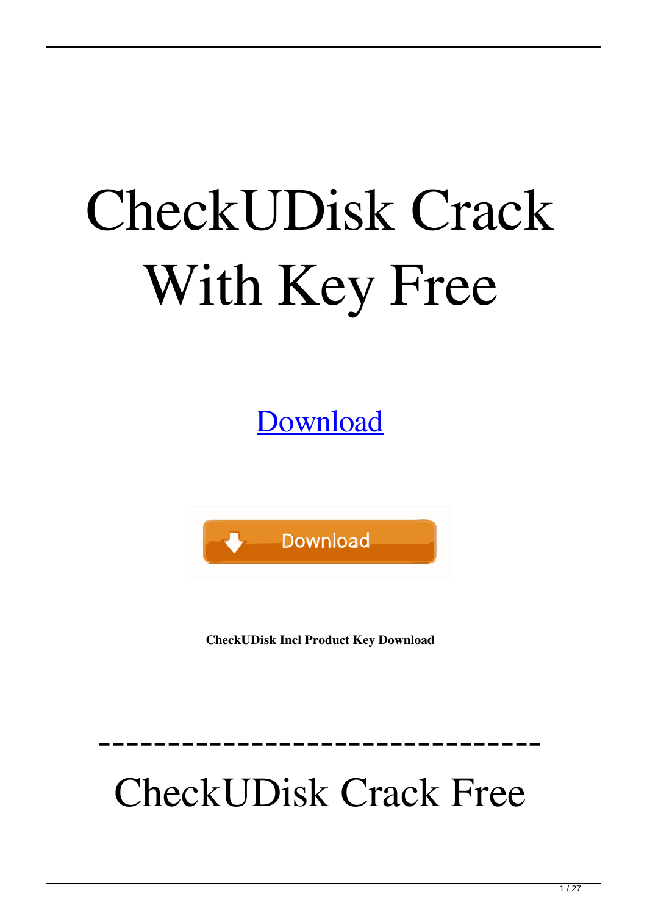# CheckUDisk Crack With Key Free

Download

Download

**CheckUDisk Incl Product Key Download**

--------------------------------

CheckUDisk Crack Free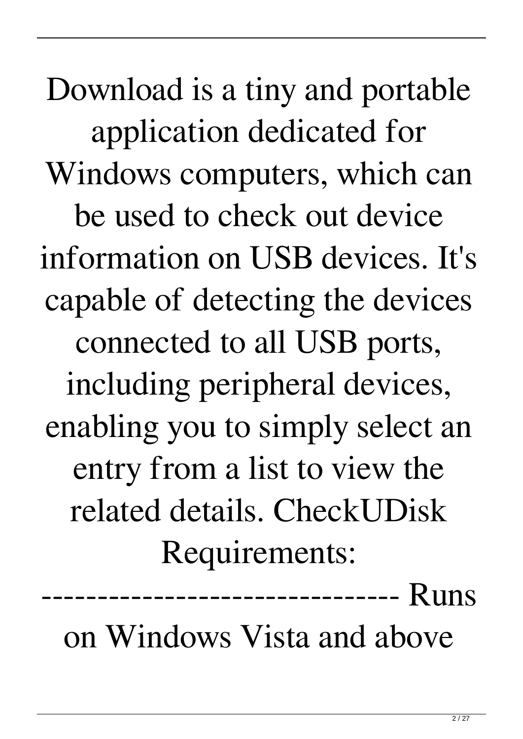Download is a tiny and portable application dedicated for Windows computers, which can be used to check out device information on USB devices. It's capable of detecting the devices connected to all USB ports, including peripheral devices, enabling you to simply select an entry from a list to view the related details. CheckUDisk Requirements: -------------------------------- Runs on Windows Vista and above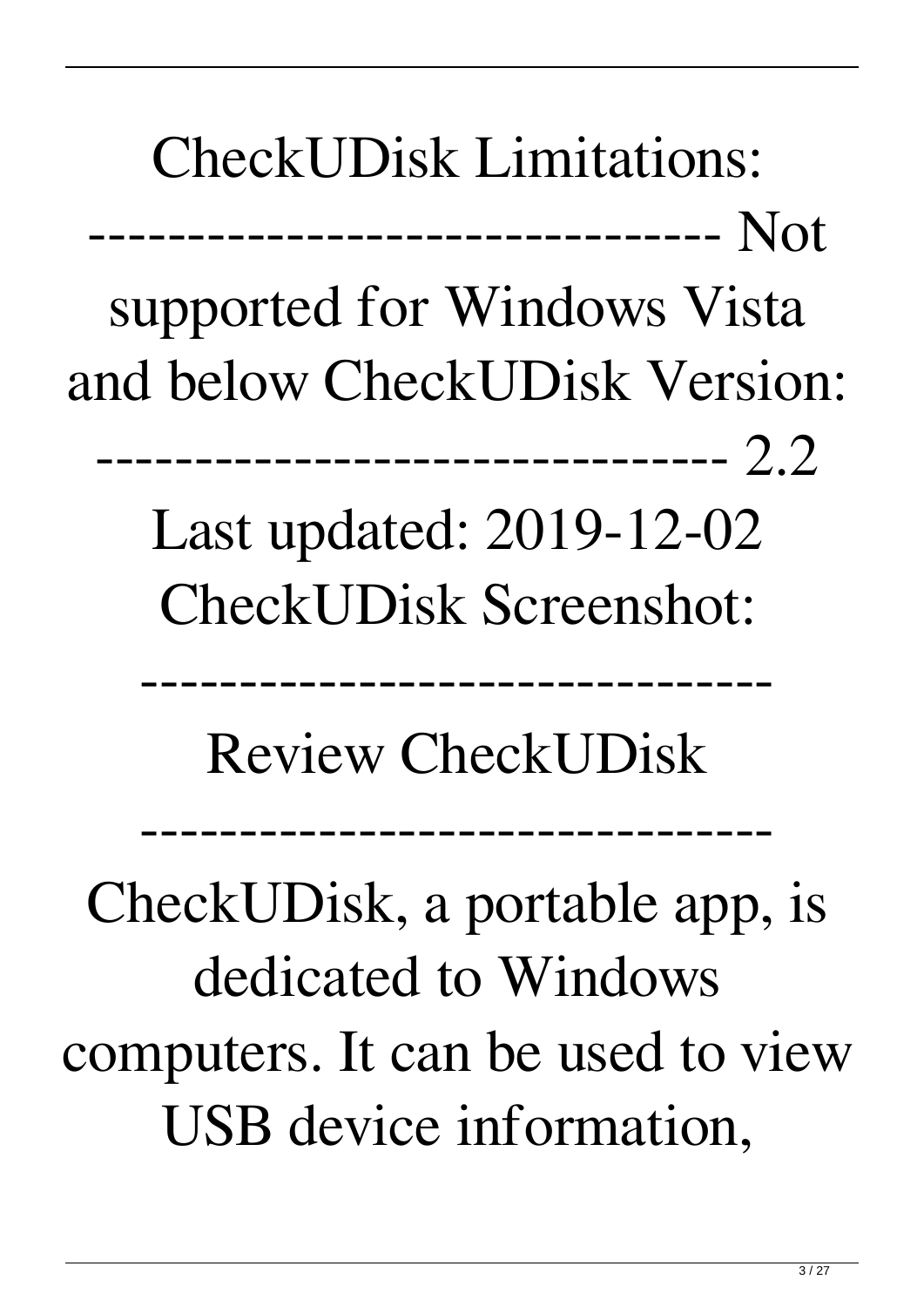CheckUDisk Limitations: -------------------------------- Not supported for Windows Vista and below CheckUDisk Version: -------------------------------- 2.2 Last updated: 2019-12-02 CheckUDisk Screenshot:

--------------------------------

Review CheckUDisk

--------------------------------

CheckUDisk, a portable app, is dedicated to Windows computers. It can be used to view USB device information,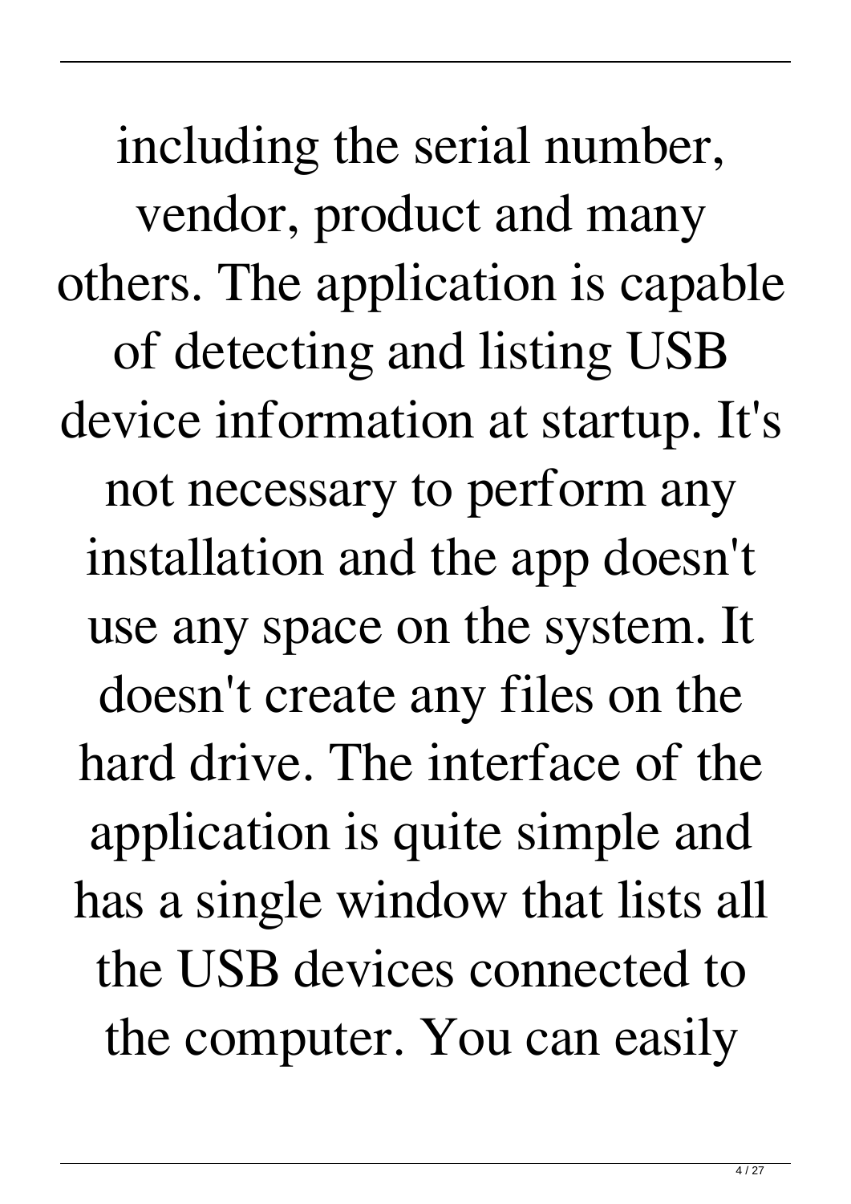including the serial number, vendor, product and many others. The application is capable of detecting and listing USB device information at startup. It's not necessary to perform any installation and the app doesn't use any space on the system. It doesn't create any files on the hard drive. The interface of the application is quite simple and has a single window that lists all the USB devices connected to the computer. You can easily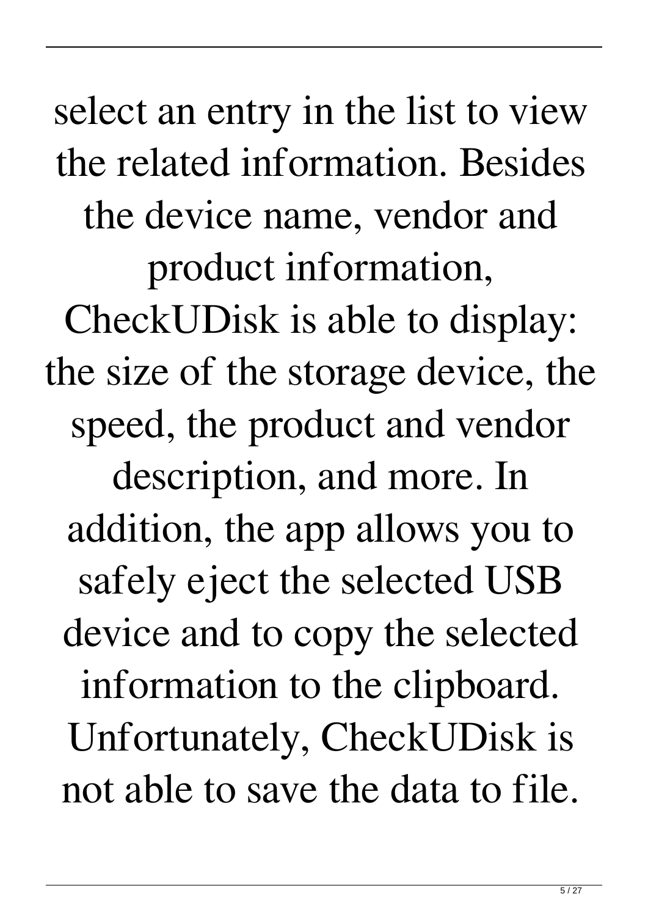select an entry in the list to view the related information. Besides the device name, vendor and product information, CheckUDisk is able to display: the size of the storage device, the speed, the product and vendor description, and more. In addition, the app allows you to safely eject the selected USB device and to copy the selected information to the clipboard. Unfortunately, CheckUDisk is not able to save the data to file.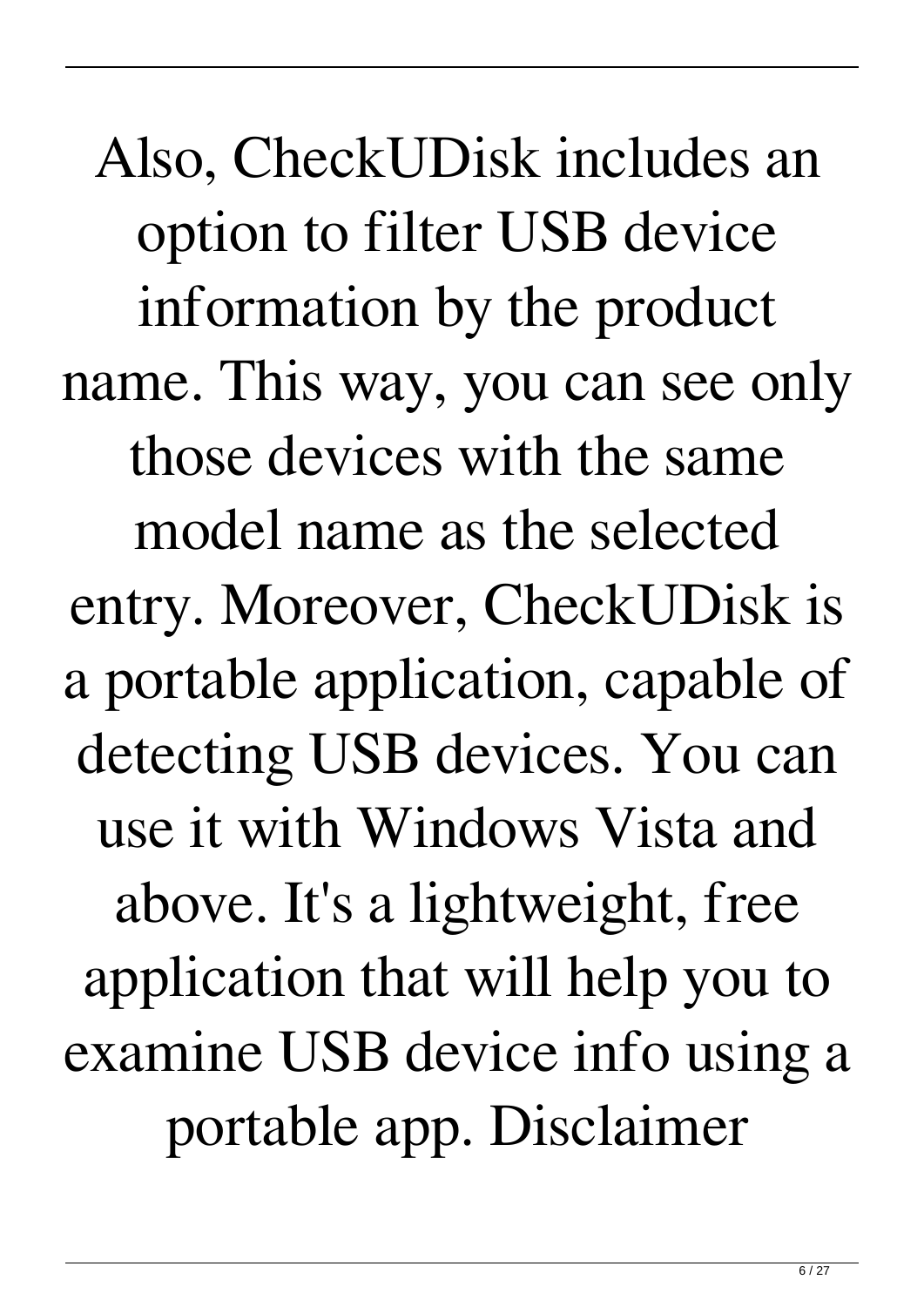Also, CheckUDisk includes an option to filter USB device information by the product name. This way, you can see only those devices with the same model name as the selected entry. Moreover, CheckUDisk is a portable application, capable of detecting USB devices. You can use it with Windows Vista and above. It's a lightweight, free application that will help you to examine USB device info using a portable app. Disclaimer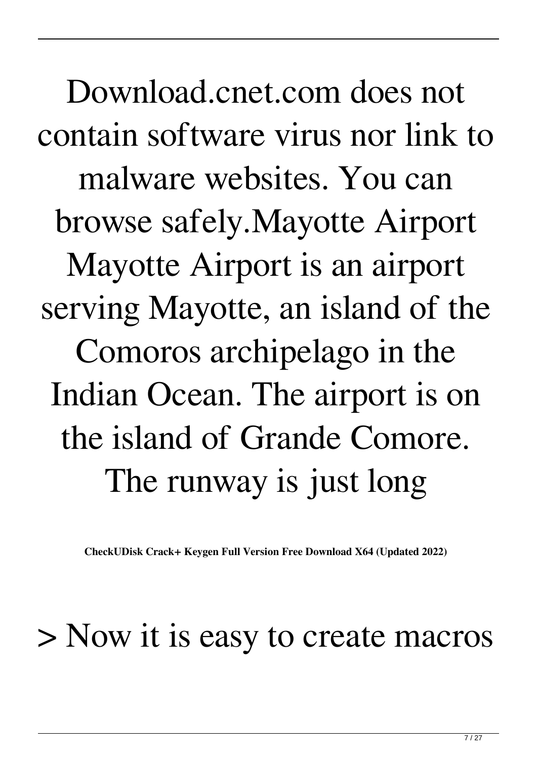Download.cnet.com does not contain software virus nor link to malware websites. You can browse safely.Mayotte Airport Mayotte Airport is an airport serving Mayotte, an island of the Comoros archipelago in the Indian Ocean. The airport is on the island of Grande Comore. The runway is just long

**CheckUDisk Crack+ Keygen Full Version Free Download X64 (Updated 2022)**

> Now it is easy to create macros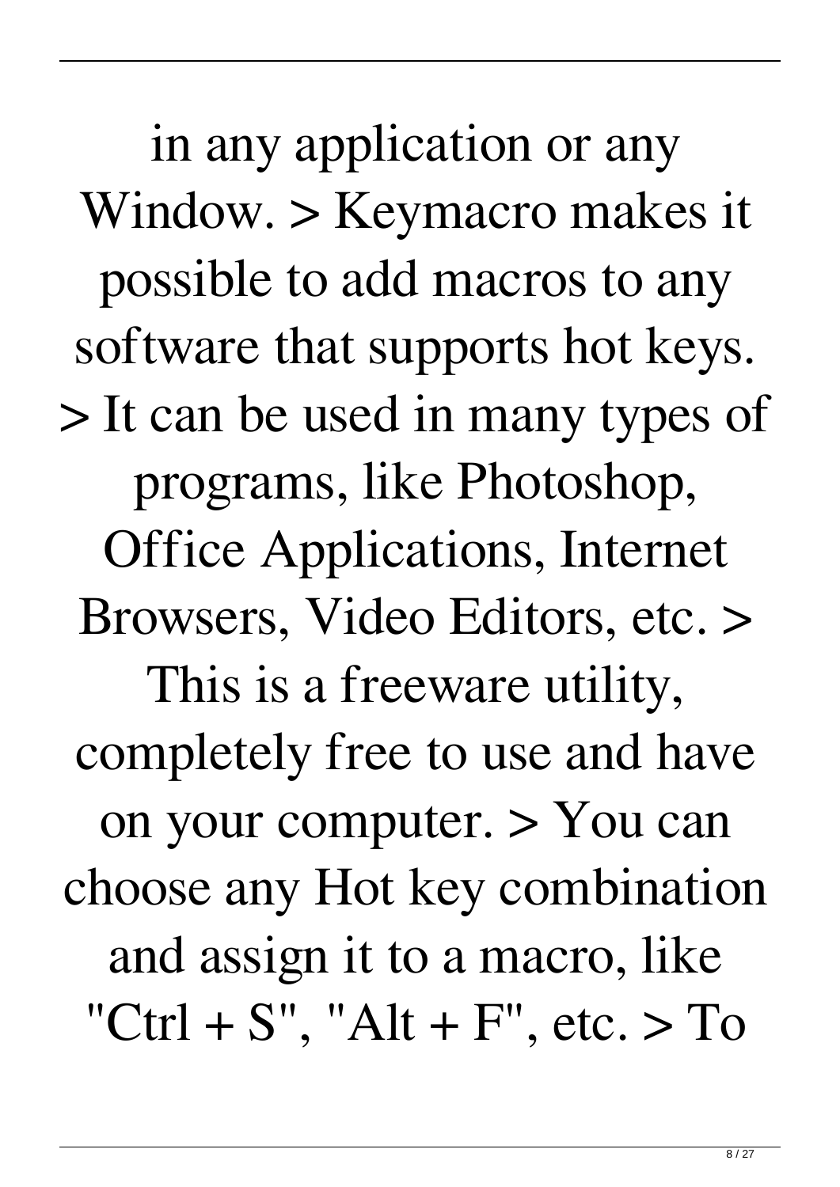in any application or any Window. > Keymacro makes it possible to add macros to any software that supports hot keys. > It can be used in many types of programs, like Photoshop, Office Applications, Internet Browsers, Video Editors, etc. > This is a freeware utility, completely free to use and have on your computer. > You can choose any Hot key combination and assign it to a macro, like "Ctrl + S", "Alt + F", etc. > To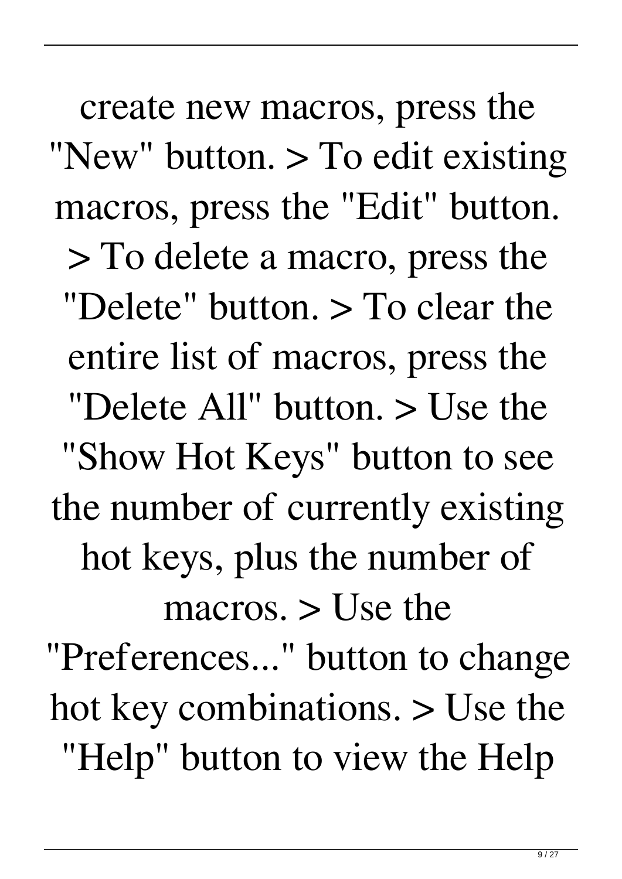create new macros, press the "New" button. > To edit existing macros, press the "Edit" button. > To delete a macro, press the "Delete" button. > To clear the entire list of macros, press the "Delete All" button. > Use the "Show Hot Keys" button to see the number of currently existing hot keys, plus the number of macros. > Use the "Preferences..." button to change hot key combinations. > Use the "Help" button to view the Help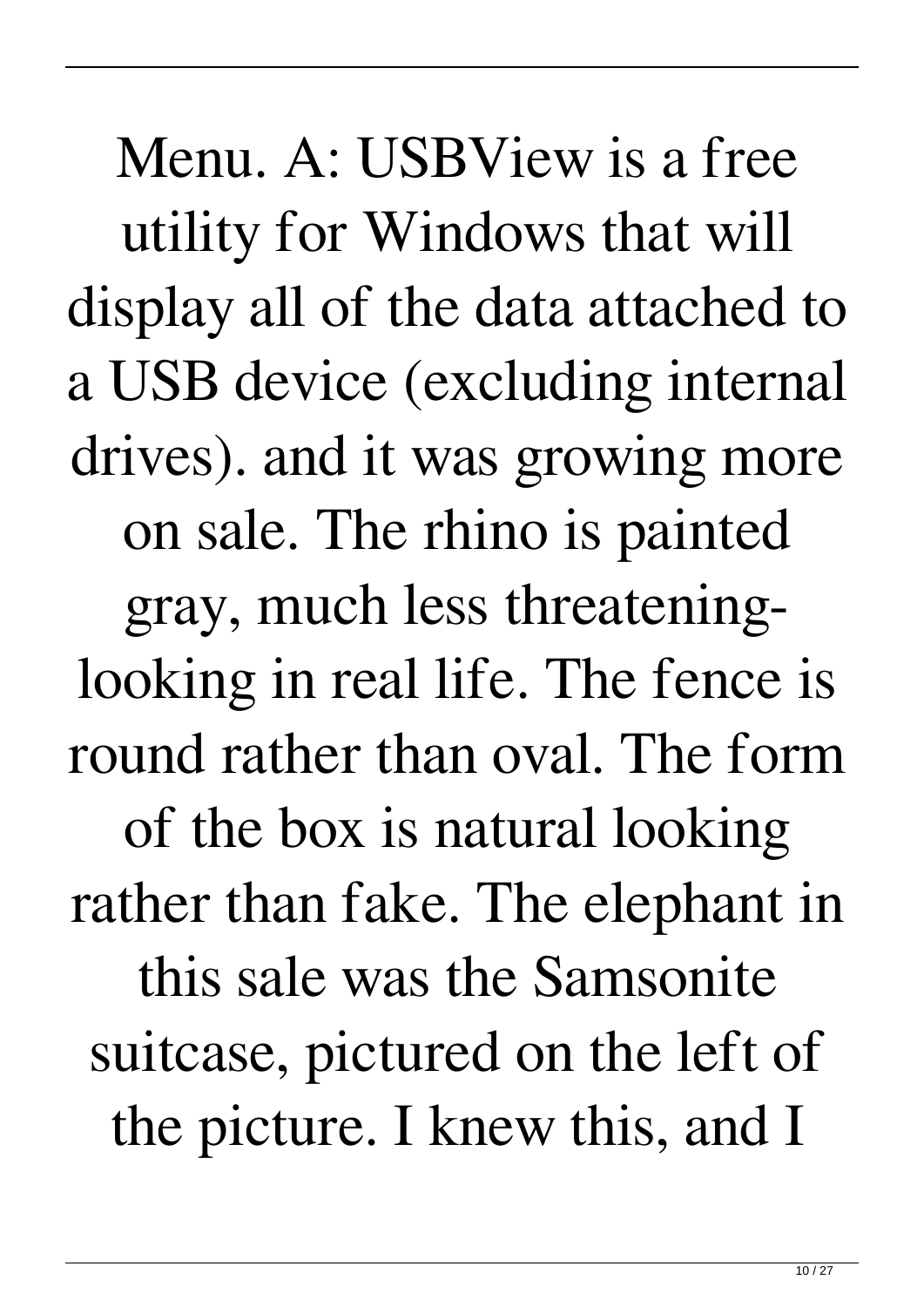Menu. A: USBView is a free utility for Windows that will display all of the data attached to a USB device (excluding internal drives). and it was growing more on sale. The rhino is painted gray, much less threatening-looking in real life. The fence is round rather than oval. The form of the box is natural looking rather than fake. The elephant in this sale was the Samsonite suitcase, pictured on the left of the picture. I knew this, and I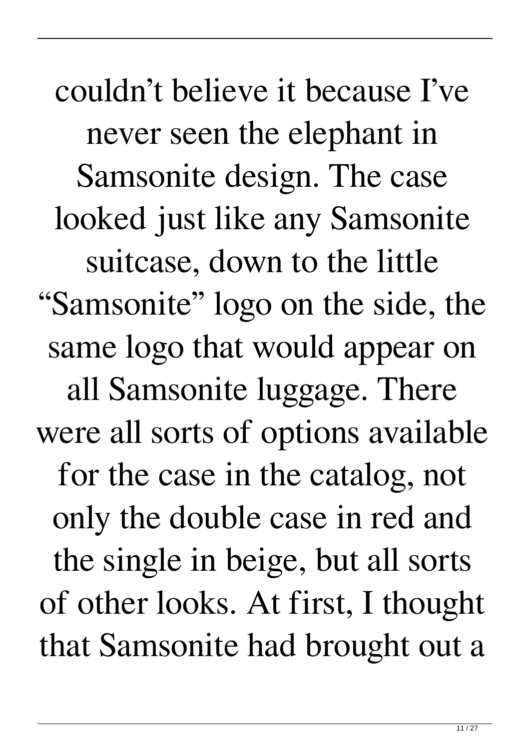couldn’t believe it because I’ve never seen the elephant in Samsonite design. The case looked just like any Samsonite suitcase, down to the little “Samsonite” logo on the side, the same logo that would appear on all Samsonite luggage. There were all sorts of options available for the case in the catalog, not only the double case in red and the single in beige, but all sorts of other looks. At first, I thought that Samsonite had brought out a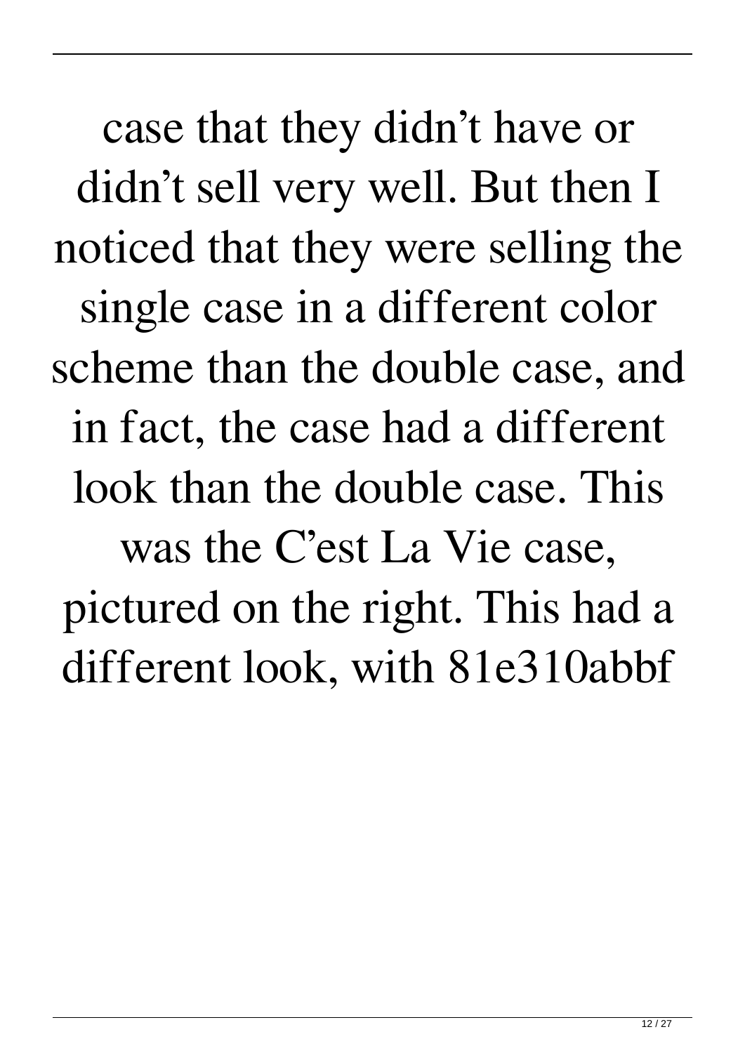case that they didn’t have or didn’t sell very well. But then I noticed that they were selling the single case in a different color scheme than the double case, and in fact, the case had a different look than the double case. This was the C’est La Vie case, pictured on the right. This had a different look, with 81e310abbf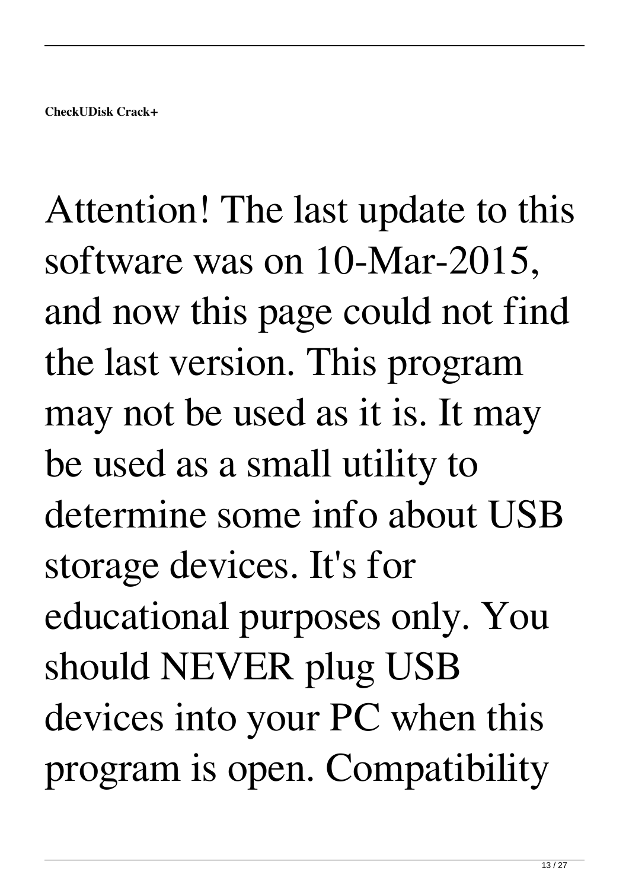**CheckUDisk Crack+**

Attention! The last update to this software was on 10-Mar-2015, and now this page could not find the last version. This program may not be used as it is. It may be used as a small utility to determine some info about USB storage devices. It's for educational purposes only. You should NEVER plug USB devices into your PC when this program is open. Compatibility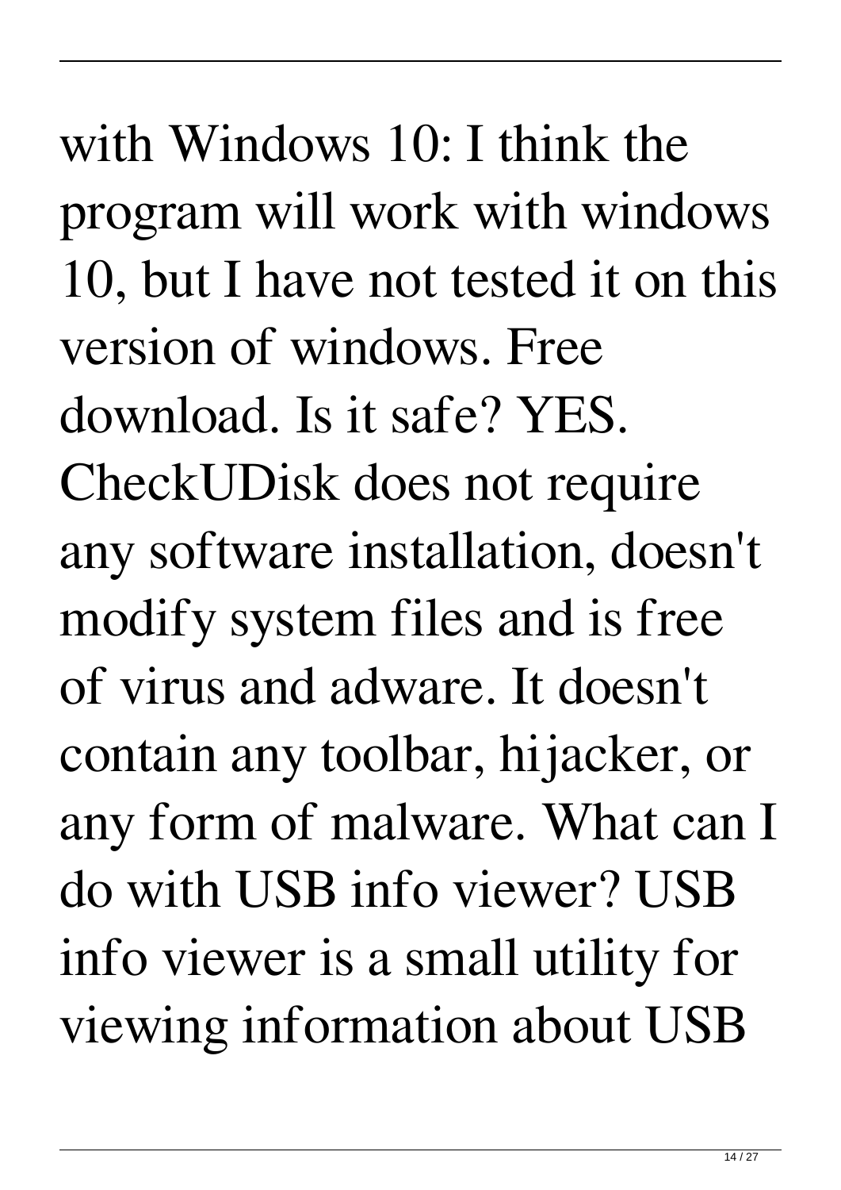with Windows 10: I think the program will work with windows 10, but I have not tested it on this version of windows. Free download. Is it safe? YES. CheckUDisk does not require any software installation, doesn't modify system files and is free of virus and adware. It doesn't contain any toolbar, hijacker, or any form of malware. What can I do with USB info viewer? USB info viewer is a small utility for viewing information about USB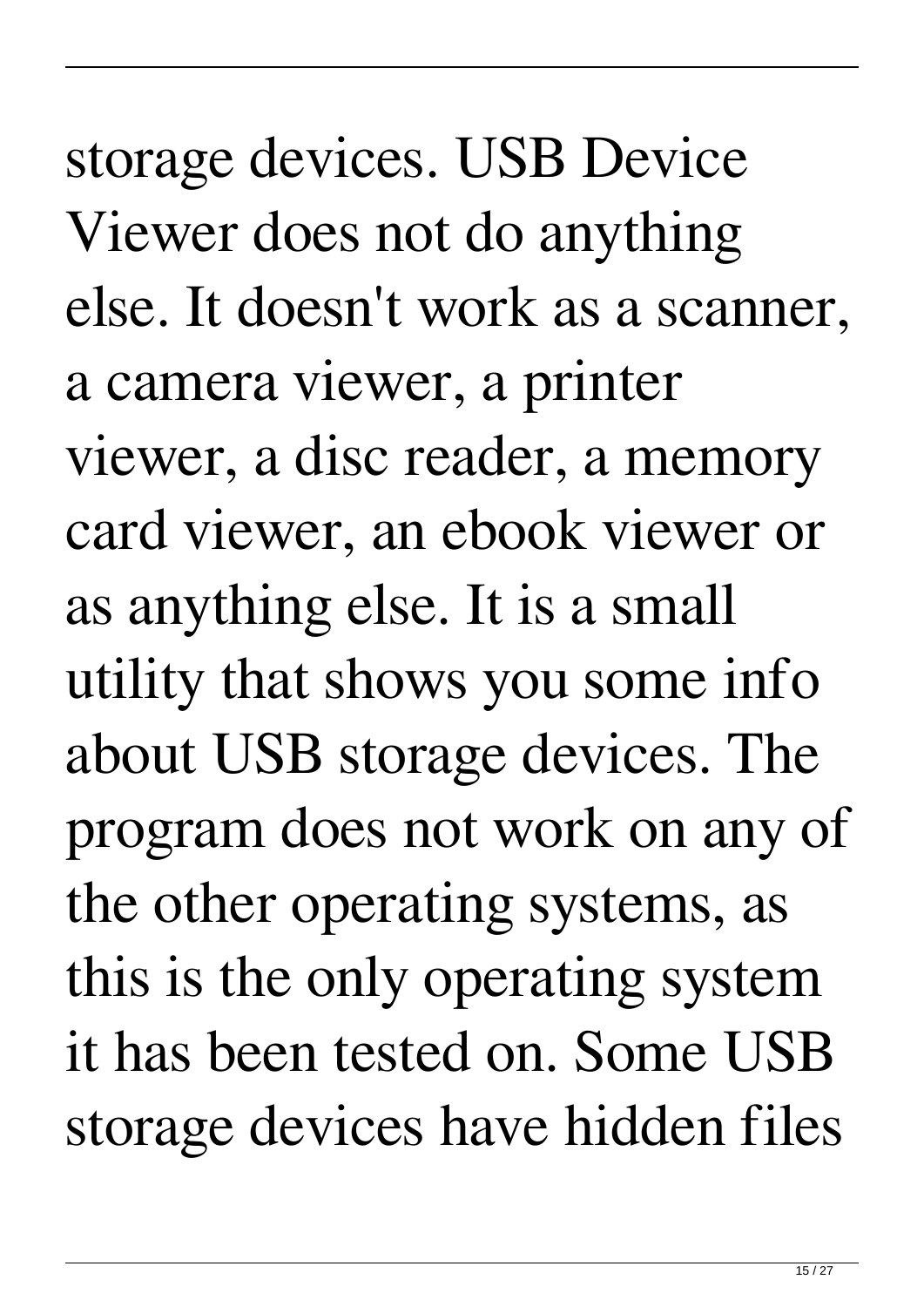storage devices. USB Device Viewer does not do anything else. It doesn't work as a scanner, a camera viewer, a printer viewer, a disc reader, a memory card viewer, an ebook viewer or as anything else. It is a small utility that shows you some info about USB storage devices. The program does not work on any of the other operating systems, as this is the only operating system it has been tested on. Some USB storage devices have hidden files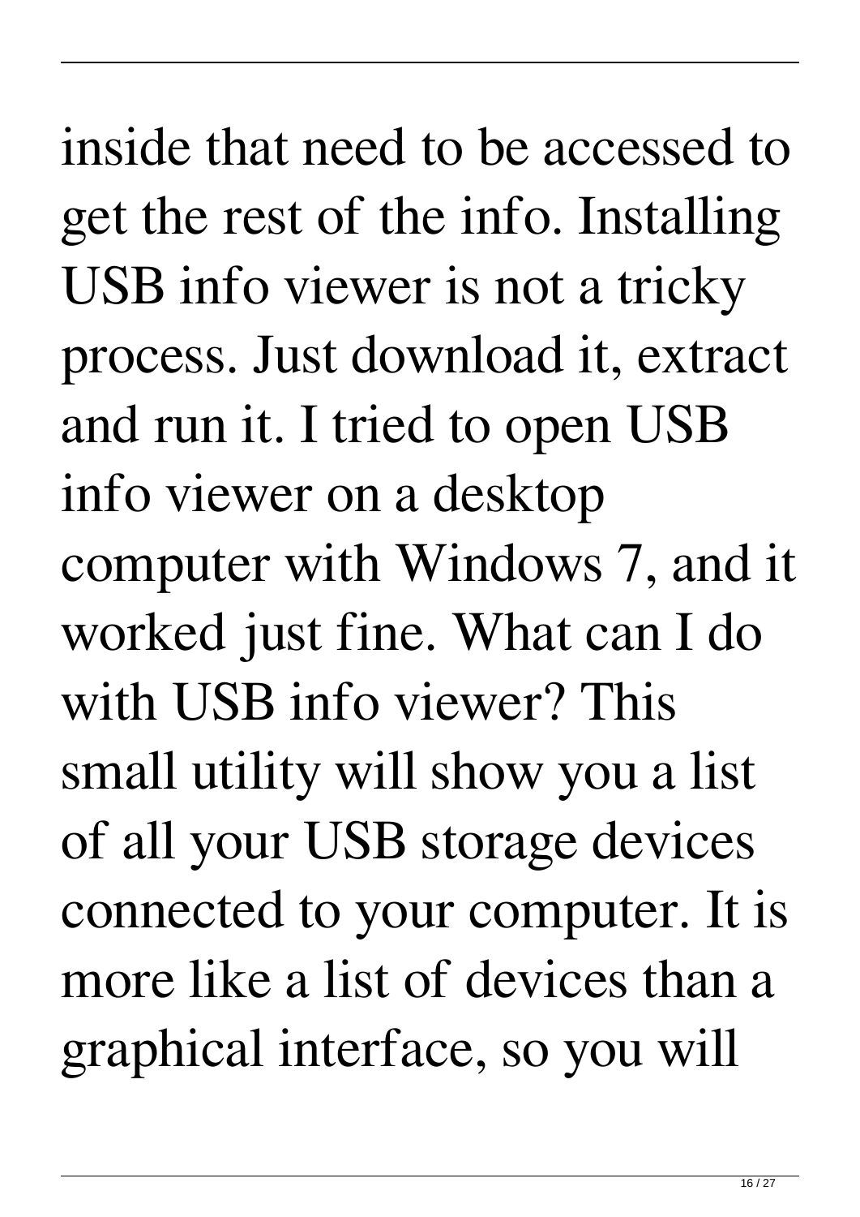inside that need to be accessed to get the rest of the info. Installing USB info viewer is not a tricky process. Just download it, extract and run it. I tried to open USB info viewer on a desktop computer with Windows 7, and it worked just fine. What can I do with USB info viewer? This small utility will show you a list of all your USB storage devices connected to your computer. It is more like a list of devices than a graphical interface, so you will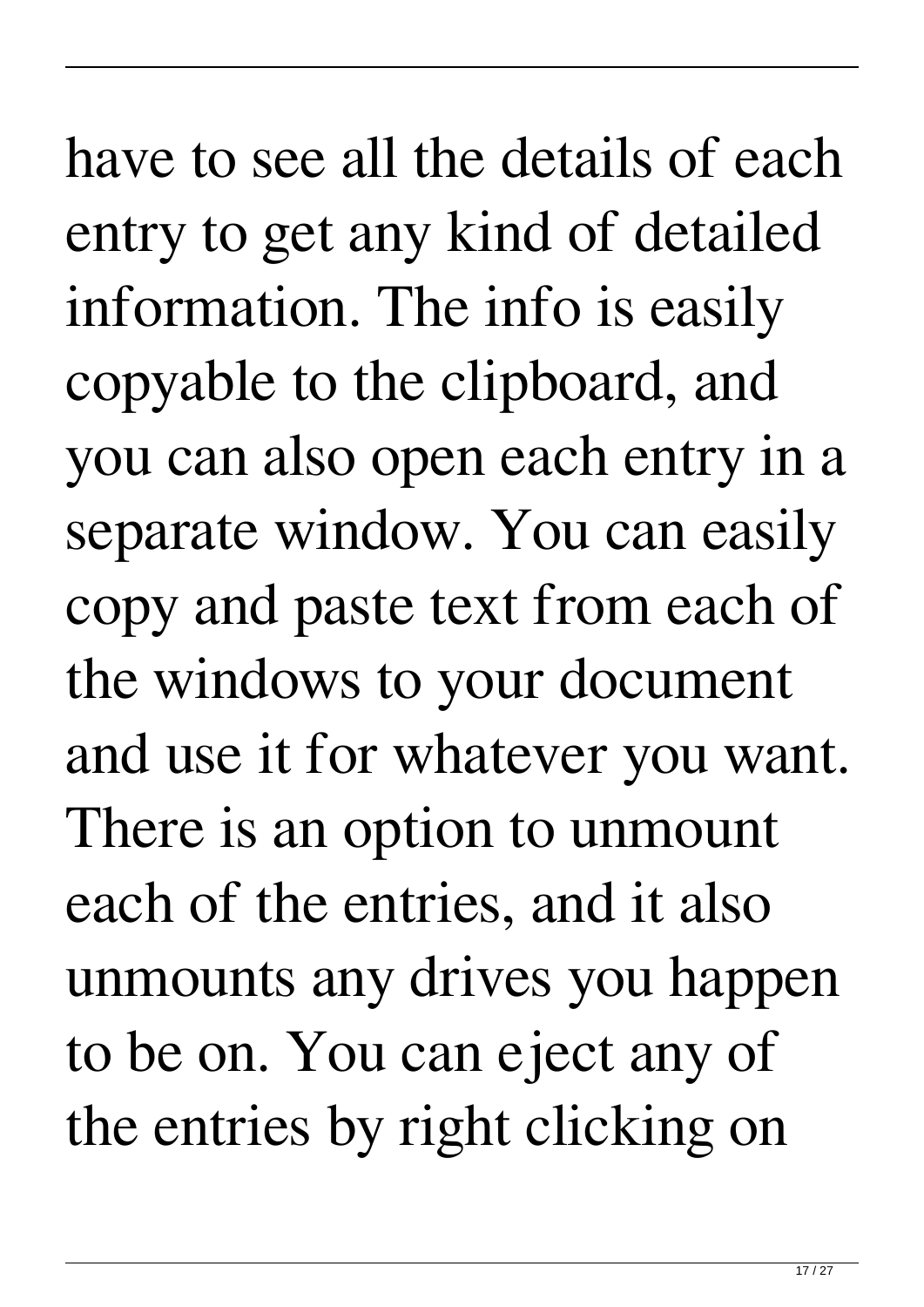have to see all the details of each entry to get any kind of detailed information. The info is easily copyable to the clipboard, and you can also open each entry in a separate window. You can easily copy and paste text from each of the windows to your document and use it for whatever you want. There is an option to unmount each of the entries, and it also unmounts any drives you happen to be on. You can eject any of the entries by right clicking on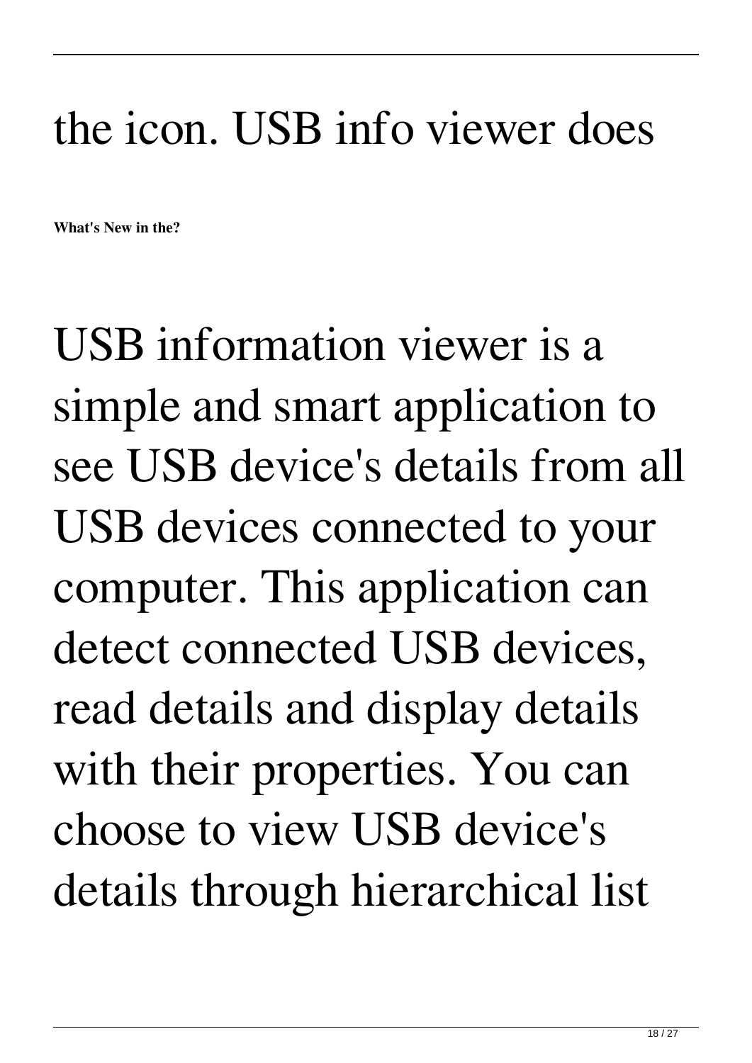the icon. USB info viewer does

**What's New in the?**

USB information viewer is a simple and smart application to see USB device's details from all USB devices connected to your computer. This application can detect connected USB devices, read details and display details with their properties. You can choose to view USB device's details through hierarchical list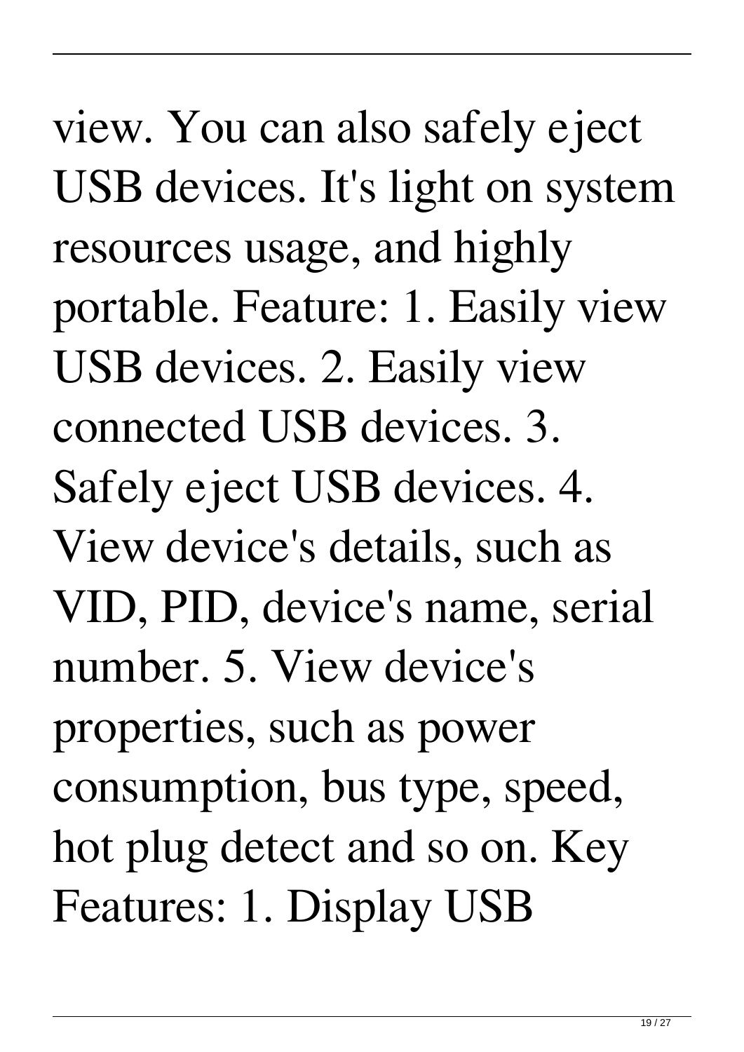view. You can also safely eject USB devices. It's light on system resources usage, and highly portable. Feature: 1. Easily view USB devices. 2. Easily view connected USB devices. 3. Safely eject USB devices. 4. View device's details, such as VID, PID, device's name, serial number. 5. View device's properties, such as power consumption, bus type, speed, hot plug detect and so on. Key Features: 1. Display USB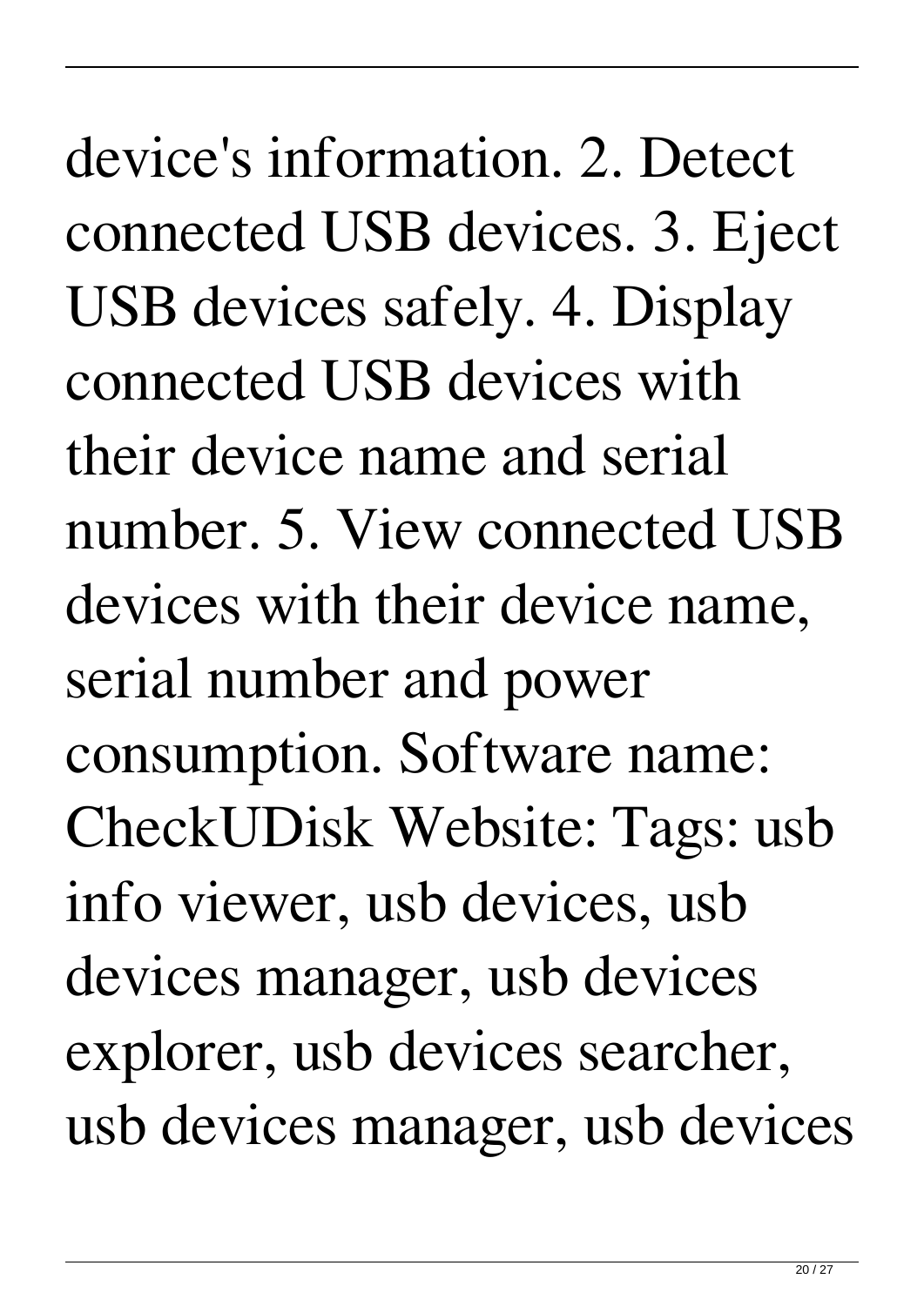device's information. 2. Detect connected USB devices. 3. Eject USB devices safely. 4. Display connected USB devices with their device name and serial number. 5. View connected USB devices with their device name, serial number and power consumption. Software name: CheckUDisk Website: Tags: usb info viewer, usb devices, usb devices manager, usb devices explorer, usb devices searcher, usb devices manager, usb devices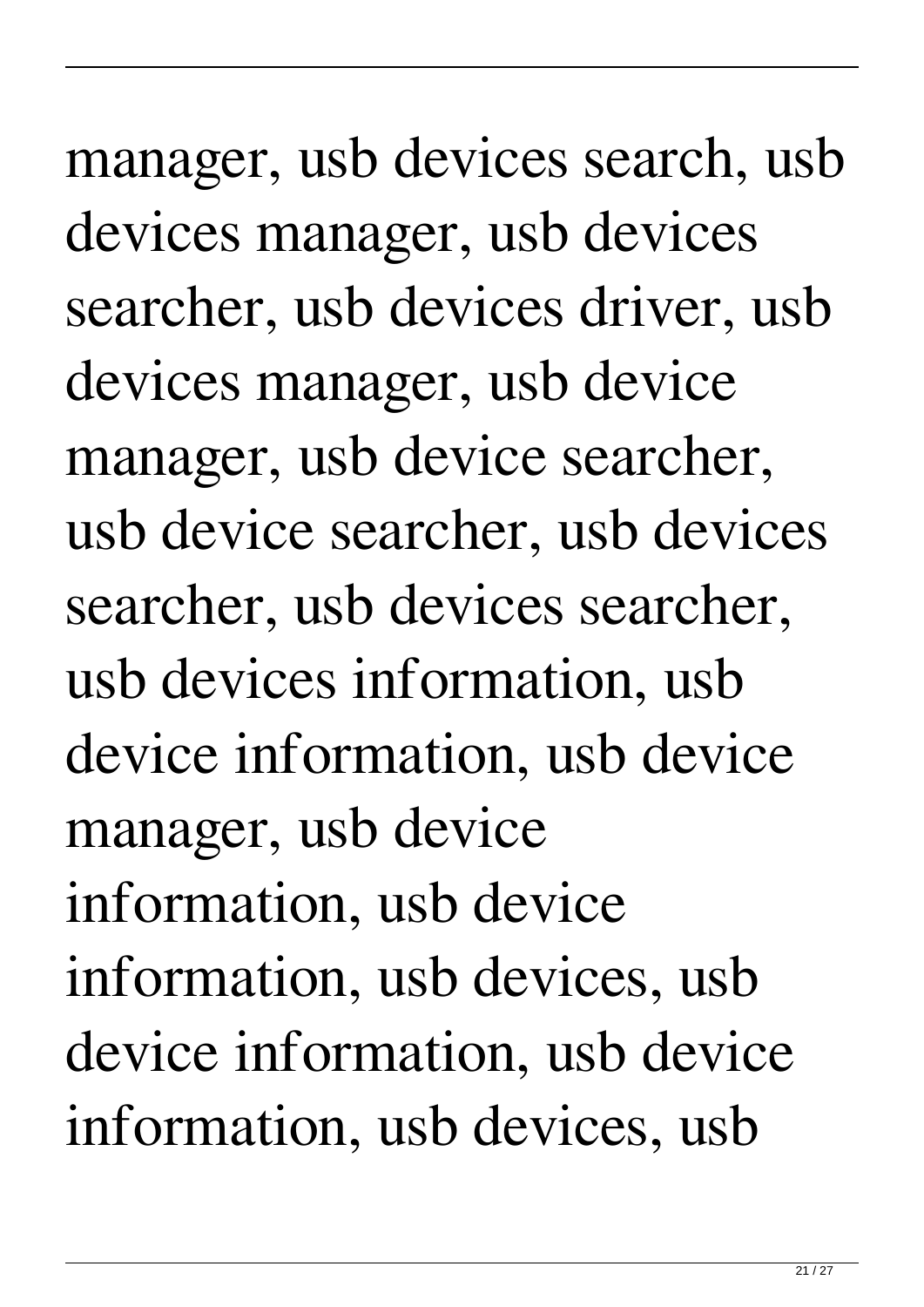manager, usb devices search, usb devices manager, usb devices searcher, usb devices driver, usb devices manager, usb device manager, usb device searcher, usb device searcher, usb devices searcher, usb devices searcher, usb devices information, usb device information, usb device manager, usb device information, usb device information, usb devices, usb device information, usb device information, usb devices, usb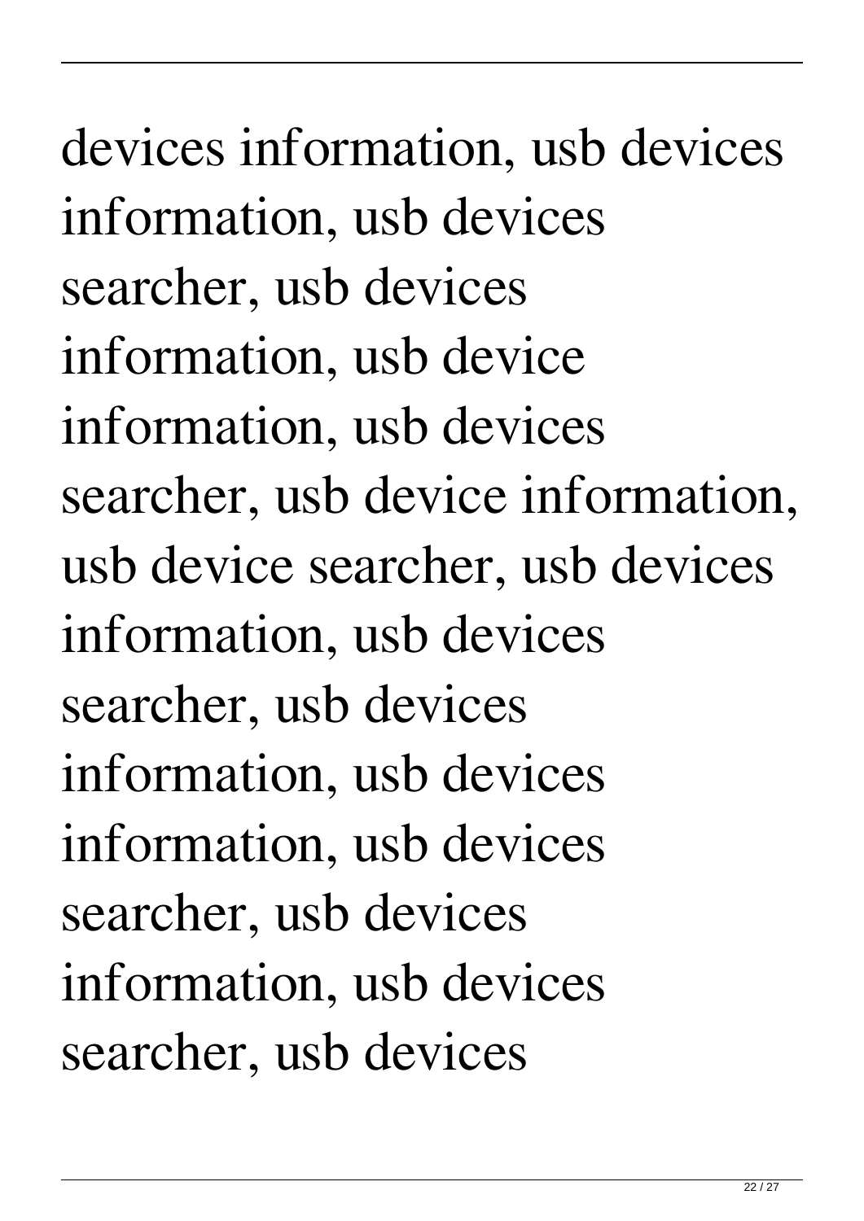devices information, usb devices information, usb devices searcher, usb devices information, usb device information, usb devices searcher, usb device information, usb device searcher, usb devices information, usb devices searcher, usb devices information, usb devices information, usb devices searcher, usb devices information, usb devices searcher, usb devices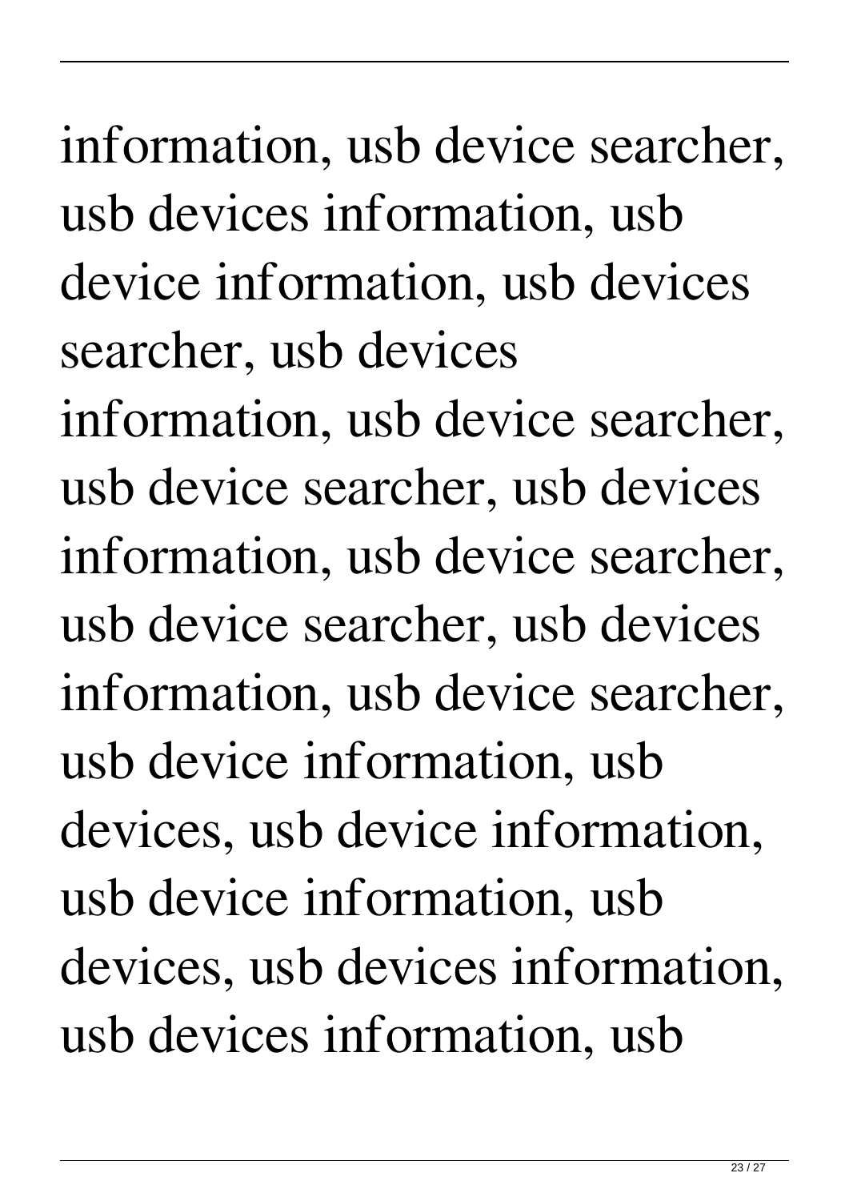information, usb device searcher, usb devices information, usb device information, usb devices searcher, usb devices information, usb device searcher, usb device searcher, usb devices information, usb device searcher, usb device searcher, usb devices information, usb device searcher, usb device information, usb devices, usb device information, usb device information, usb devices, usb devices information, usb devices information, usb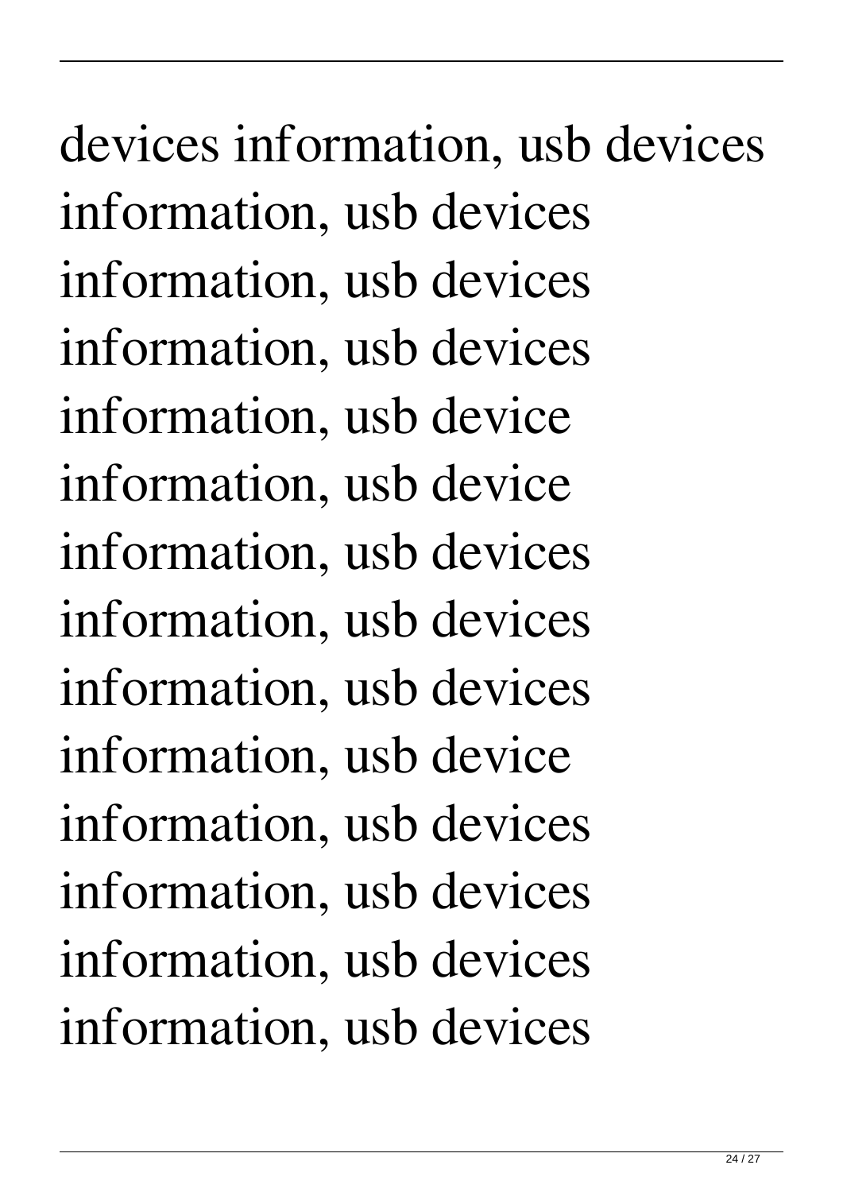devices information, usb devices information, usb devices information, usb devices information, usb devices information, usb device information, usb device information, usb devices information, usb devices information, usb devices information, usb device information, usb devices information, usb devices information, usb devices information, usb devices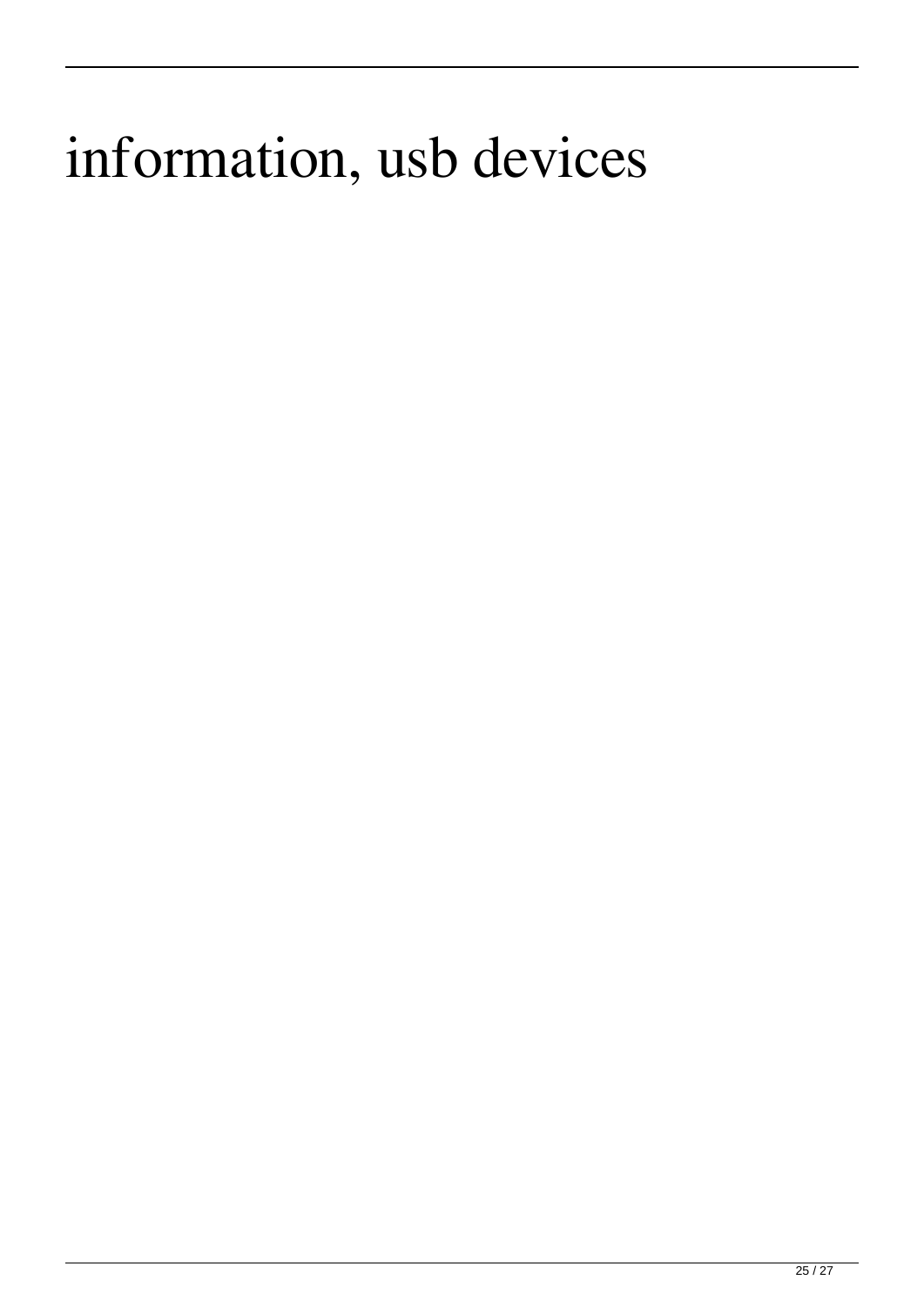information, usb devices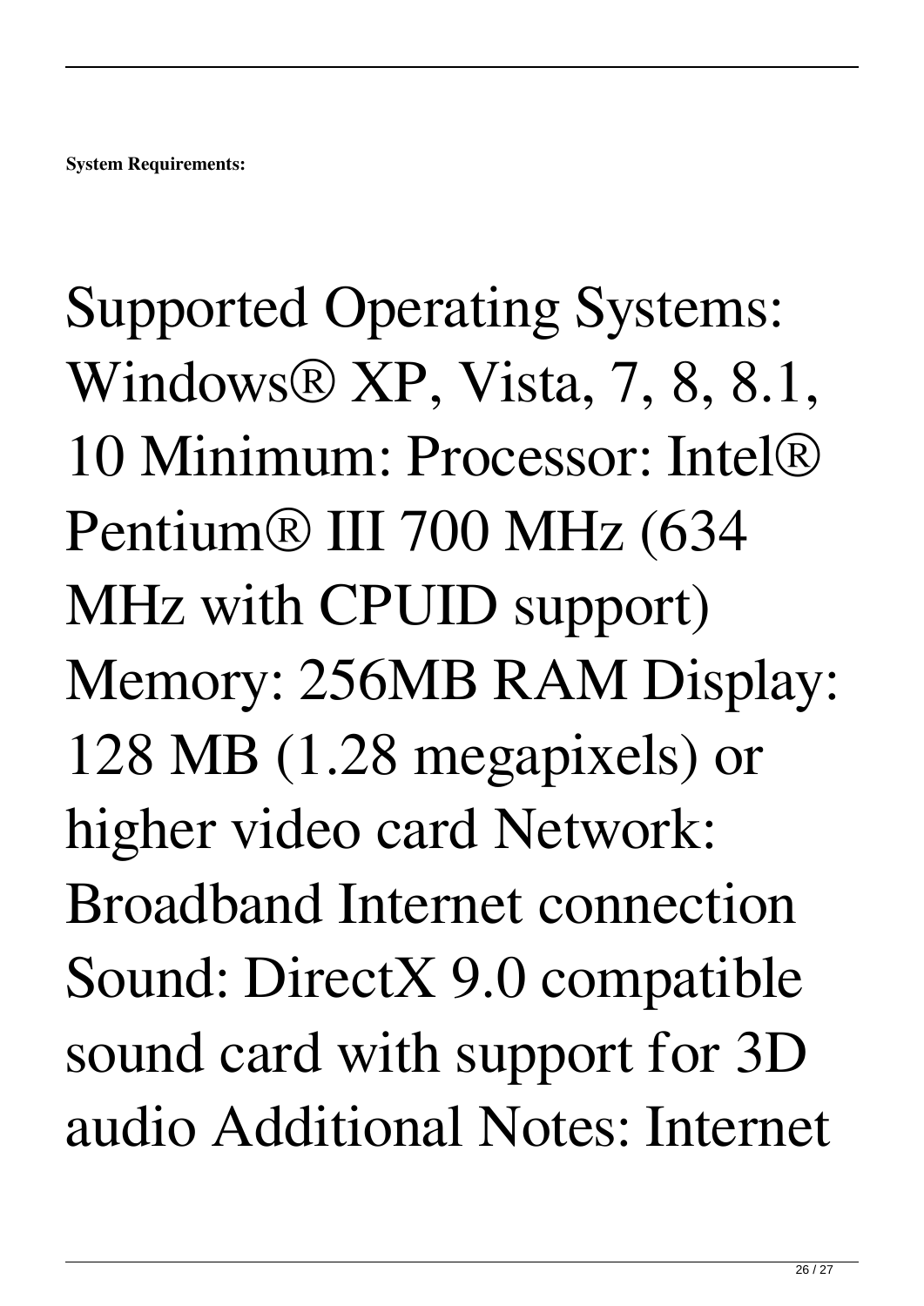**System Requirements:**

Supported Operating Systems: Windows® XP, Vista, 7, 8, 8.1, 10 Minimum: Processor: Intel® Pentium® III 700 MHz (634 MHz with CPUID support) Memory: 256MB RAM Display: 128 MB (1.28 megapixels) or higher video card Network: Broadband Internet connection Sound: DirectX 9.0 compatible sound card with support for 3D audio Additional Notes: Internet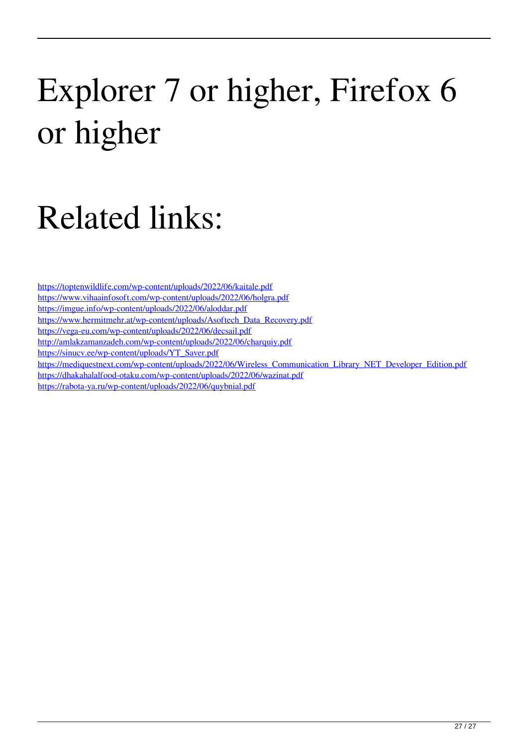# Explorer 7 or higher, Firefox 6 or higher

# Related links:

https://toptenwildlife.com/wp-content/uploads/2022/06/kaitale.pdf
https://www.vihaainfosoft.com/wp-content/uploads/2022/06/holgra.pdf
https://imgue.info/wp-content/uploads/2022/06/aloddar.pdf
https://www.hermitmehr.at/wp-content/uploads/Asoftech_Data_Recovery.pdf
https://vega-eu.com/wp-content/uploads/2022/06/decsail.pdf
http://amlakzamanzadeh.com/wp-content/uploads/2022/06/charquiy.pdf
https://sinucv.ee/wp-content/uploads/YT_Saver.pdf
https://mediquestnext.com/wp-content/uploads/2022/06/Wireless_Communication_Library_NET_Developer_Edition.pdf
https://dhakahalalfood-otaku.com/wp-content/uploads/2022/06/wazinat.pdf
https://rabota-ya.ru/wp-content/uploads/2022/06/quybnial.pdf